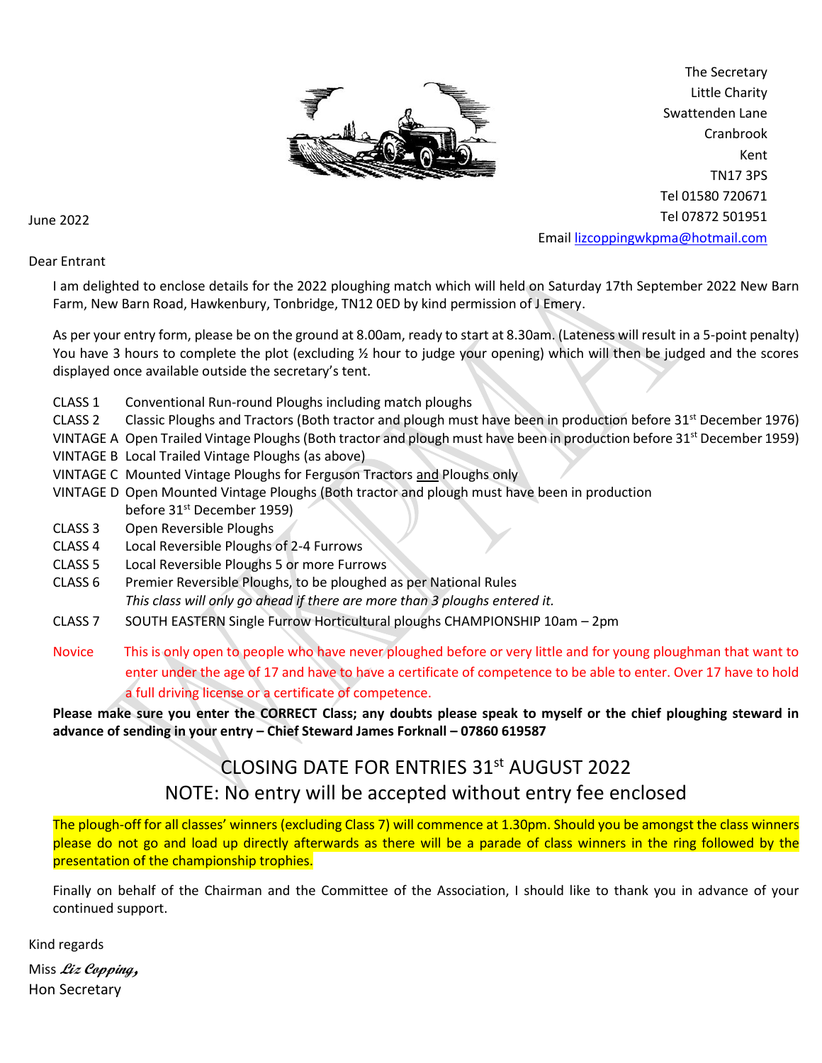The Secretary
Little Charity
Swattenden Lane
Cranbrook
Kent
TN17 3PS
Tel 01580 720671
Tel 07872 501951
Email lizcoppingwkpma@hotmail.com

June 2022

Dear Entrant

I am delighted to enclose details for the 2022 ploughing match which will held on Saturday 17th September 2022 New Barn Farm, New Barn Road, Hawkenbury, Tonbridge, TN12 0ED by kind permission of J Emery.

As per your entry form, please be on the ground at 8.00am, ready to start at 8.30am. (Lateness will result in a 5-point penalty) You have 3 hours to complete the plot (excluding ½ hour to judge your opening) which will then be judged and the scores displayed once available outside the secretary's tent.

- CLASS 1 Conventional Run-round Ploughs including match ploughs
- CLASS 2 Classic Ploughs and Tractors (Both tractor and plough must have been in production before 31st December 1976)
- VINTAGE A Open Trailed Vintage Ploughs (Both tractor and plough must have been in production before 31st December 1959)
- VINTAGE B Local Trailed Vintage Ploughs (as above)
- VINTAGE C Mounted Vintage Ploughs for Ferguson Tractors and Ploughs only
- VINTAGE D Open Mounted Vintage Ploughs (Both tractor and plough must have been in production before 31st December 1959)
- CLASS 3 Open Reversible Ploughs
- CLASS 4 Local Reversible Ploughs of 2-4 Furrows
- CLASS 5 Local Reversible Ploughs 5 or more Furrows
- CLASS 6 Premier Reversible Ploughs, to be ploughed as per National Rules
  *This class will only go ahead if there are more than 3 ploughs entered it.*
- CLASS 7 SOUTH EASTERN Single Furrow Horticultural ploughs CHAMPIONSHIP 10am – 2pm
- Novice This is only open to people who have never ploughed before or very little and for young ploughman that want to enter under the age of 17 and have to have a certificate of competence to be able to enter. Over 17 have to hold a full driving license or a certificate of competence.

**Please make sure you enter the CORRECT Class; any doubts please speak to myself or the chief ploughing steward in advance of sending in your entry – Chief Steward James Forknall – 07860 619587**

## CLOSING DATE FOR ENTRIES 31st AUGUST 2022

## NOTE: No entry will be accepted without entry fee enclosed

The plough-off for all classes' winners (excluding Class 7) will commence at 1.30pm. Should you be amongst the class winners please do not go and load up directly afterwards as there will be a parade of class winners in the ring followed by the presentation of the championship trophies.

Finally on behalf of the Chairman and the Committee of the Association, I should like to thank you in advance of your continued support.

Kind regards

Miss *Liz Copping,*
Hon Secretary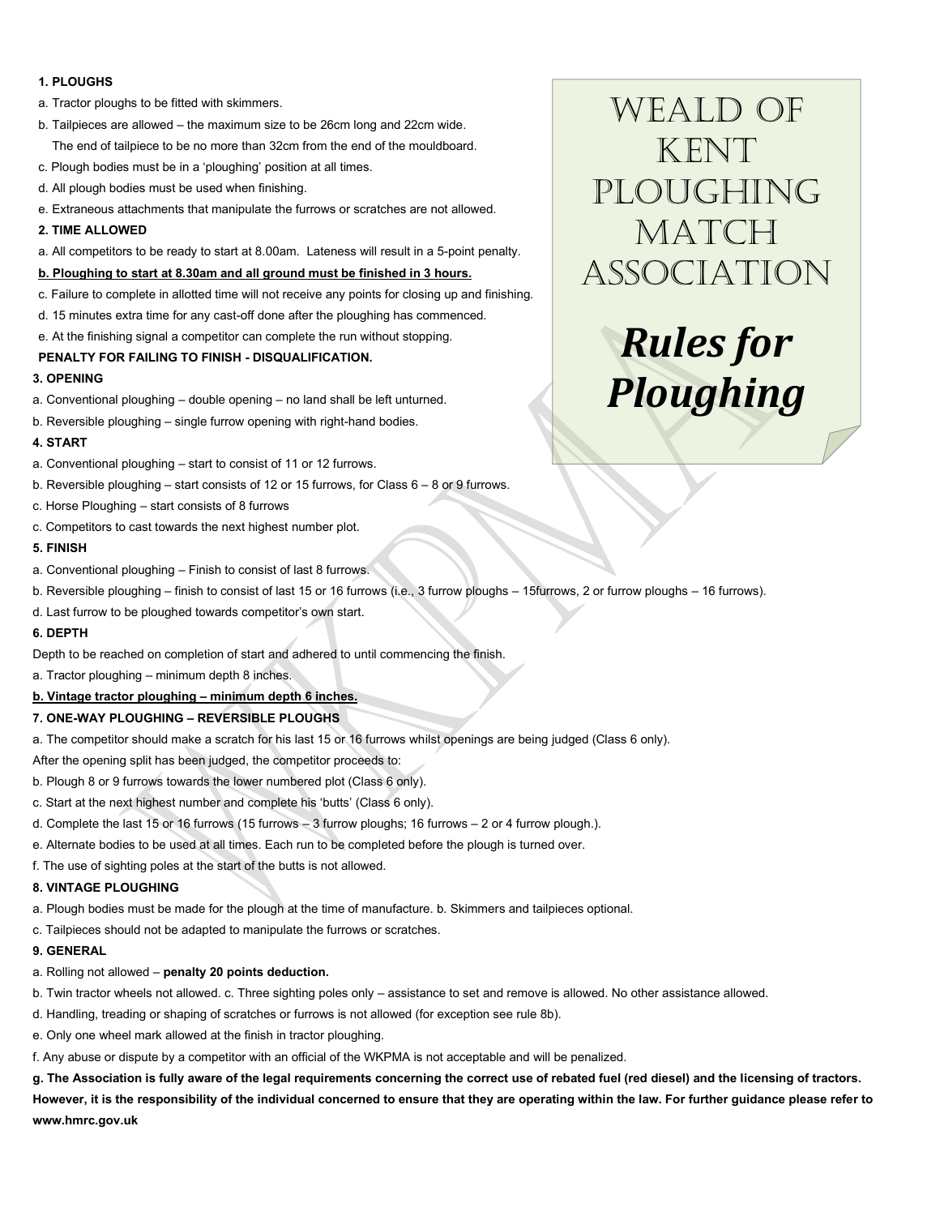# Weald of Kent Ploughing Match Association

# *Rules for Ploughing*

**1. PLOUGHS**

a. Tractor ploughs to be fitted with skimmers.

b. Tailpieces are allowed – the maximum size to be 26cm long and 22cm wide.
The end of tailpiece to be no more than 32cm from the end of the mouldboard.

c. Plough bodies must be in a 'ploughing' position at all times.

d. All plough bodies must be used when finishing.

e. Extraneous attachments that manipulate the furrows or scratches are not allowed.

**2. TIME ALLOWED**

a. All competitors to be ready to start at 8.00am. Lateness will result in a 5-point penalty.

**b. Ploughing to start at 8.30am and all ground must be finished in 3 hours.**

c. Failure to complete in allotted time will not receive any points for closing up and finishing.

d. 15 minutes extra time for any cast-off done after the ploughing has commenced.

e. At the finishing signal a competitor can complete the run without stopping.

**PENALTY FOR FAILING TO FINISH - DISQUALIFICATION.**

**3. OPENING**

a. Conventional ploughing – double opening – no land shall be left unturned.

b. Reversible ploughing – single furrow opening with right-hand bodies.

**4. START**

a. Conventional ploughing – start to consist of 11 or 12 furrows.

b. Reversible ploughing – start consists of 12 or 15 furrows, for Class 6 – 8 or 9 furrows.

c. Horse Ploughing – start consists of 8 furrows

c. Competitors to cast towards the next highest number plot.

**5. FINISH**

a. Conventional ploughing – Finish to consist of last 8 furrows.

b. Reversible ploughing – finish to consist of last 15 or 16 furrows (i.e., 3 furrow ploughs – 15furrows, 2 or furrow ploughs – 16 furrows).

d. Last furrow to be ploughed towards competitor's own start.

**6. DEPTH**

Depth to be reached on completion of start and adhered to until commencing the finish.

a. Tractor ploughing – minimum depth 8 inches.

**b. Vintage tractor ploughing – minimum depth 6 inches.**

**7. ONE-WAY PLOUGHING – REVERSIBLE PLOUGHS**

a. The competitor should make a scratch for his last 15 or 16 furrows whilst openings are being judged (Class 6 only).

After the opening split has been judged, the competitor proceeds to:

b. Plough 8 or 9 furrows towards the lower numbered plot (Class 6 only).

c. Start at the next highest number and complete his 'butts' (Class 6 only).

d. Complete the last 15 or 16 furrows (15 furrows – 3 furrow ploughs; 16 furrows – 2 or 4 furrow plough.).

e. Alternate bodies to be used at all times. Each run to be completed before the plough is turned over.

f. The use of sighting poles at the start of the butts is not allowed.

**8. VINTAGE PLOUGHING**

a. Plough bodies must be made for the plough at the time of manufacture. b. Skimmers and tailpieces optional.

c. Tailpieces should not be adapted to manipulate the furrows or scratches.

**9. GENERAL**

a. Rolling not allowed – **penalty 20 points deduction.**

b. Twin tractor wheels not allowed. c. Three sighting poles only – assistance to set and remove is allowed. No other assistance allowed.

d. Handling, treading or shaping of scratches or furrows is not allowed (for exception see rule 8b).

e. Only one wheel mark allowed at the finish in tractor ploughing.

f. Any abuse or dispute by a competitor with an official of the WKPMA is not acceptable and will be penalized.

**g. The Association is fully aware of the legal requirements concerning the correct use of rebated fuel (red diesel) and the licensing of tractors. However, it is the responsibility of the individual concerned to ensure that they are operating within the law. For further guidance please refer to www.hmrc.gov.uk**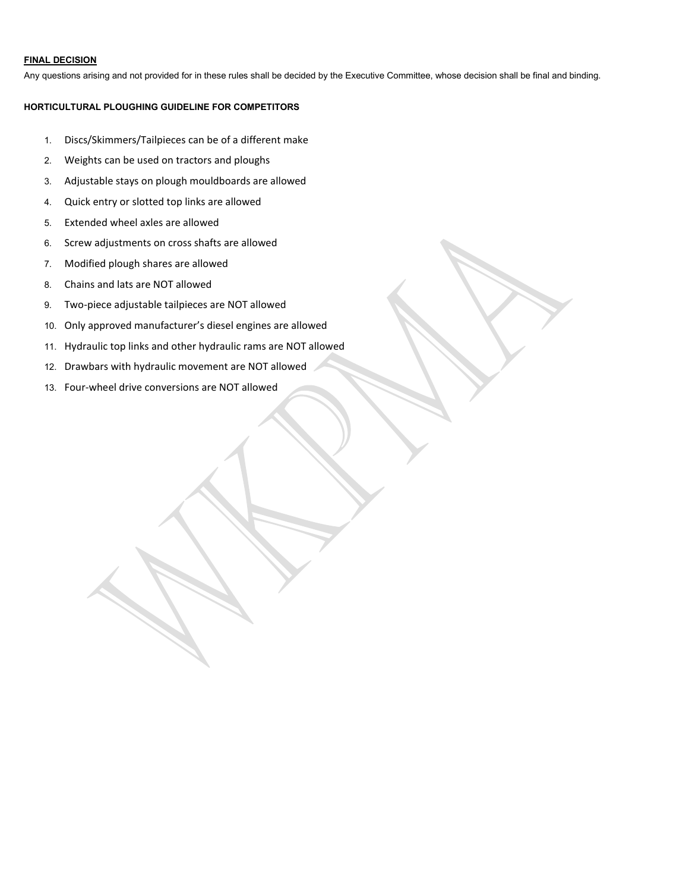**FINAL DECISION**

Any questions arising and not provided for in these rules shall be decided by the Executive Committee, whose decision shall be final and binding.

**HORTICULTURAL PLOUGHING GUIDELINE FOR COMPETITORS**

1. Discs/Skimmers/Tailpieces can be of a different make
2. Weights can be used on tractors and ploughs
3. Adjustable stays on plough mouldboards are allowed
4. Quick entry or slotted top links are allowed
5. Extended wheel axles are allowed
6. Screw adjustments on cross shafts are allowed
7. Modified plough shares are allowed
8. Chains and lats are NOT allowed
9. Two-piece adjustable tailpieces are NOT allowed
10. Only approved manufacturer's diesel engines are allowed
11. Hydraulic top links and other hydraulic rams are NOT allowed
12. Drawbars with hydraulic movement are NOT allowed
13. Four-wheel drive conversions are NOT allowed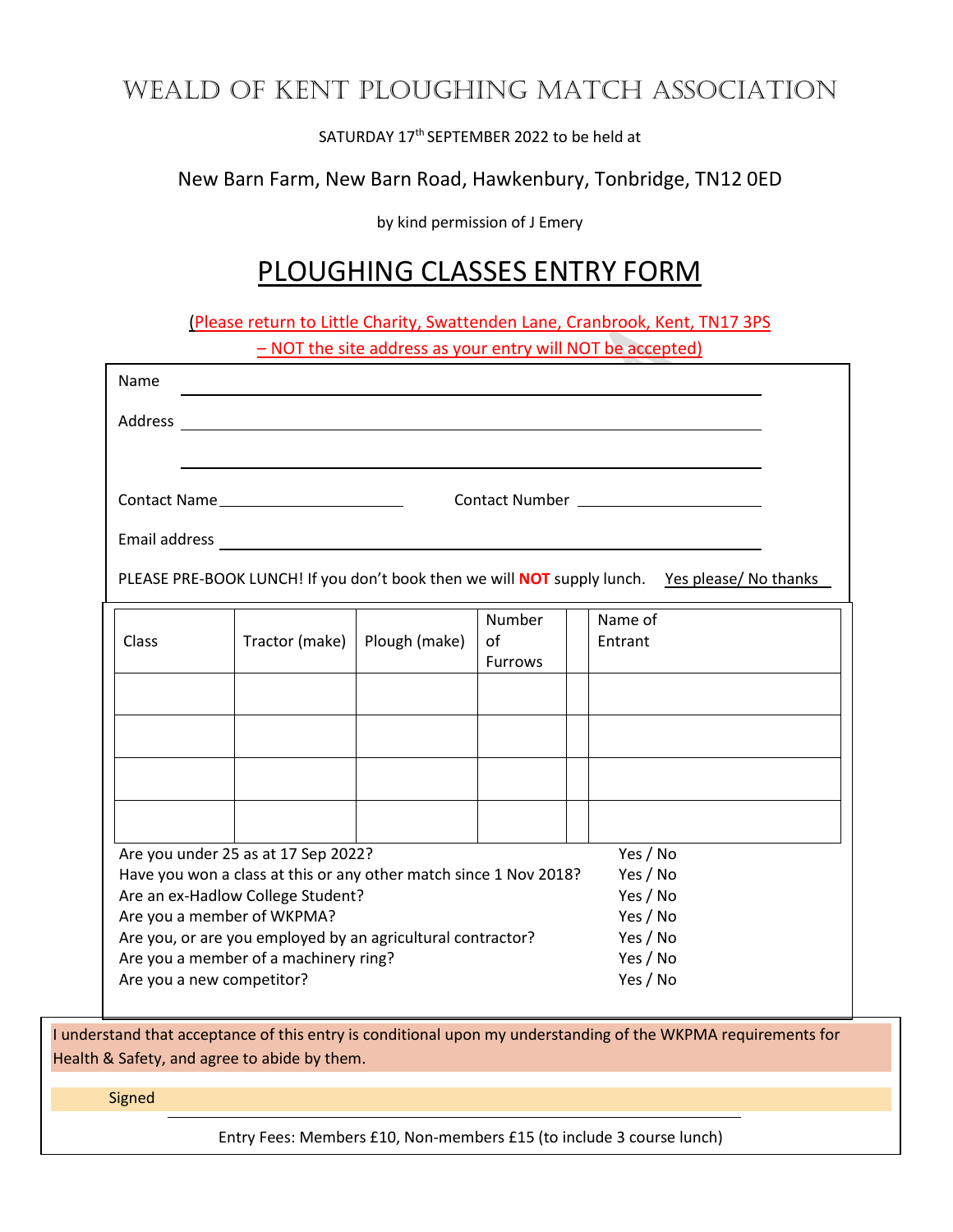# WEALD OF KENT PLOUGHING MATCH ASSOCIATION

SATURDAY 17th SEPTEMBER 2022 to be held at

New Barn Farm, New Barn Road, Hawkenbury, Tonbridge, TN12 0ED

by kind permission of J Emery

## PLOUGHING CLASSES ENTRY FORM

(Please return to Little Charity, Swattenden Lane, Cranbrook, Kent, TN17 3PS – NOT the site address as your entry will NOT be accepted)

Name ____________________

Address ____________________

____________________

Contact Name ____________________ Contact Number ____________________

Email address ____________________

PLEASE PRE-BOOK LUNCH! If you don't book then we will **NOT** supply lunch. Yes please/ No thanks

| Class | Tractor (make) | Plough (make) | Number of Furrows | | Name of Entrant |
|---|---|---|---|---|---|
| | | | | | |
| | | | | | |
| | | | | | |
| | | | | | |

| | |
|---|---|
| Are you under 25 as at 17 Sep 2022? | Yes / No |
| Have you won a class at this or any other match since 1 Nov 2018? | Yes / No |
| Are an ex-Hadlow College Student? | Yes / No |
| Are you a member of WKPMA? | Yes / No |
| Are you, or are you employed by an agricultural contractor? | Yes / No |
| Are you a member of a machinery ring? | Yes / No |
| Are you a new competitor? | Yes / No |

I understand that acceptance of this entry is conditional upon my understanding of the WKPMA requirements for Health & Safety, and agree to abide by them.

Signed ____________________

Entry Fees: Members £10, Non-members £15 (to include 3 course lunch)